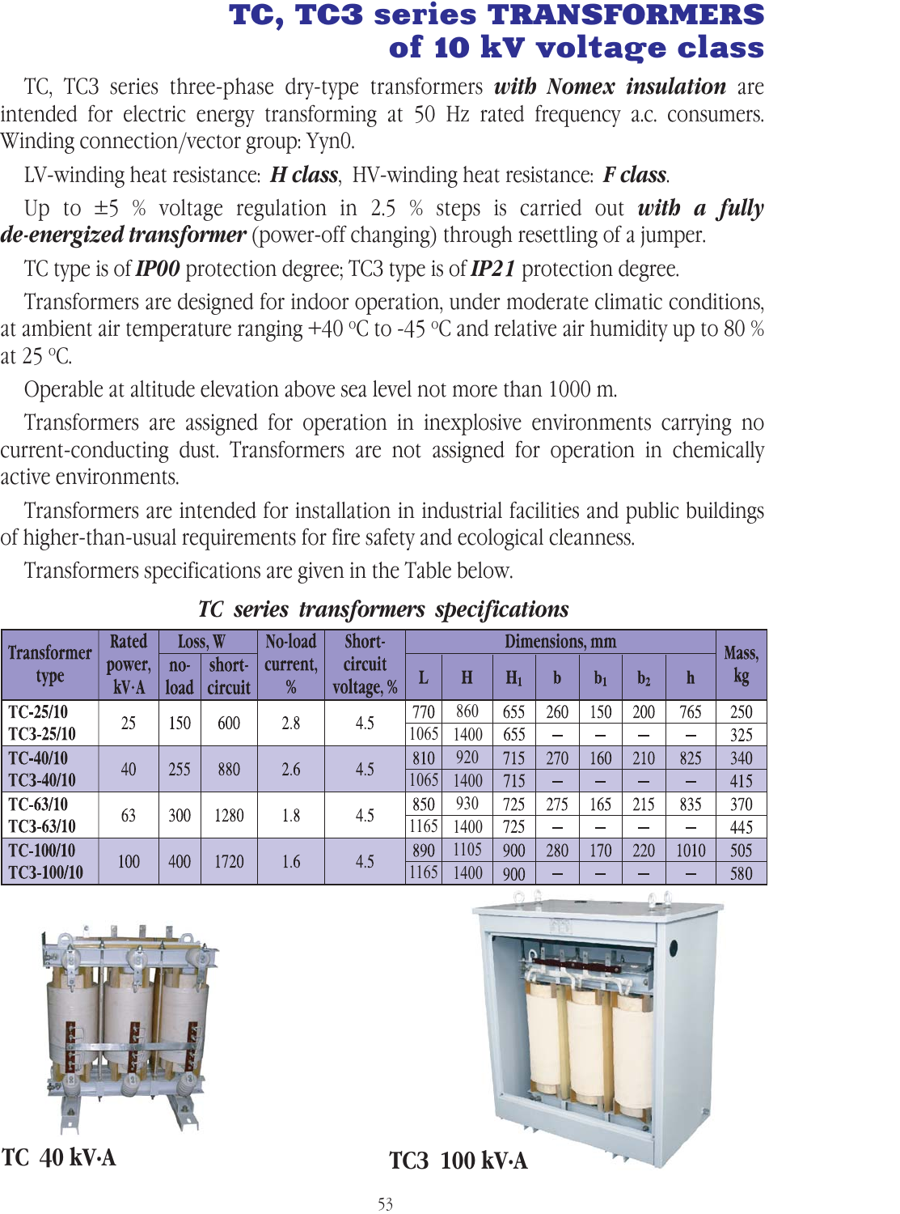# TC, TC3 series TRANSFORMERS of 10 kV voltage class

TC, TC3 series three-phase dry-type transformers ***with Nomex insulation*** are intended for electric energy transforming at 50 Hz rated frequency a.c. consumers. Winding connection/vector group: Yyn0.

LV-winding heat resistance: ***H class***, HV-winding heat resistance: ***F class***.

Up to ±5 % voltage regulation in 2.5 % steps is carried out ***with a fully de-energized transformer*** (power-off changing) through resettling of a jumper.

TC type is of ***IP00*** protection degree; TC3 type is of ***IP21*** protection degree.

Transformers are designed for indoor operation, under moderate climatic conditions, at ambient air temperature ranging +40 °C to -45 °C and relative air humidity up to 80 % at 25 °C.

Operable at altitude elevation above sea level not more than 1000 m.

Transformers are assigned for operation in inexplosive environments carrying no current-conducting dust. Transformers are not assigned for operation in chemically active environments.

Transformers are intended for installation in industrial facilities and public buildings of higher-than-usual requirements for fire safety and ecological cleanness.

Transformers specifications are given in the Table below.

***TC series transformers specifications***

| Transformer type | Rated power, kV·A | Loss, W | | No-load current, % | Short-circuit voltage, % | Dimensions, mm | | | | | | | Mass, kg |
|---|---|---|---|---|---|---|---|---|---|---|---|---|---|
| | | no-load | short-circuit | | | L | H | $H_1$ | b | $b_1$ | $b_2$ | h | |
| TC-25/10 | 25 | 150 | 600 | 2.8 | 4.5 | 770 | 860 | 655 | 260 | 150 | 200 | 765 | 250 |
| TC3-25/10 | | | | | | 1065 | 1400 | 655 | – | – | – | – | 325 |
| TC-40/10 | 40 | 255 | 880 | 2.6 | 4.5 | 810 | 920 | 715 | 270 | 160 | 210 | 825 | 340 |
| TC3-40/10 | | | | | | 1065 | 1400 | 715 | – | – | – | – | 415 |
| TC-63/10 | 63 | 300 | 1280 | 1.8 | 4.5 | 850 | 930 | 725 | 275 | 165 | 215 | 835 | 370 |
| TC3-63/10 | | | | | | 1165 | 1400 | 725 | – | – | – | – | 445 |
| TC-100/10 | 100 | 400 | 1720 | 1.6 | 4.5 | 890 | 1105 | 900 | 280 | 170 | 220 | 1010 | 505 |
| TC3-100/10 | | | | | | 1165 | 1400 | 900 | – | – | – | – | 580 |

TC 40 kV·A

TC3 100 kV·A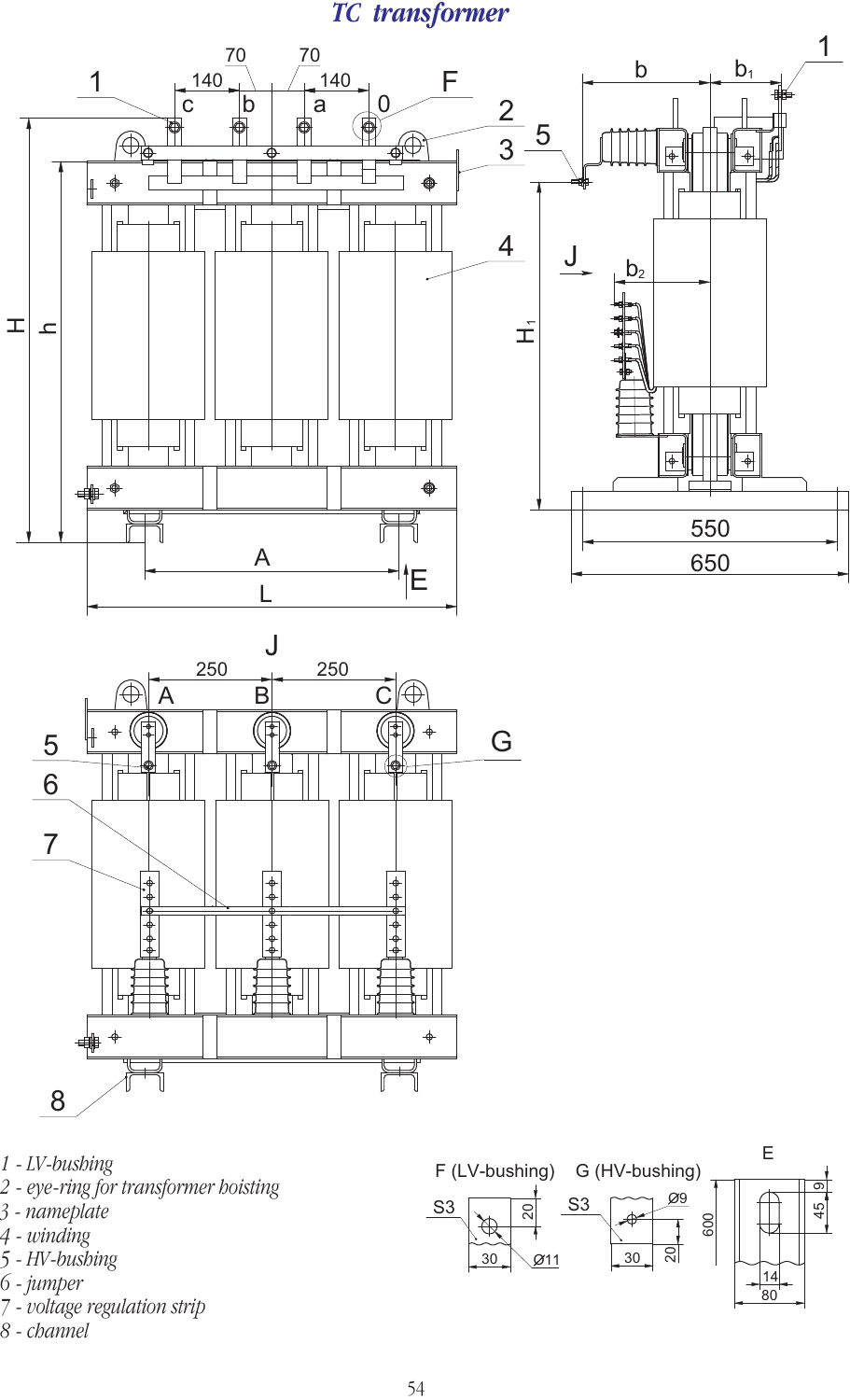# TC transformer

1 - LV-bushing
2 - eye-ring for transformer hoisting
3 - nameplate
4 - winding
5 - HV-bushing
6 - jumper
7 - voltage regulation strip
8 - channel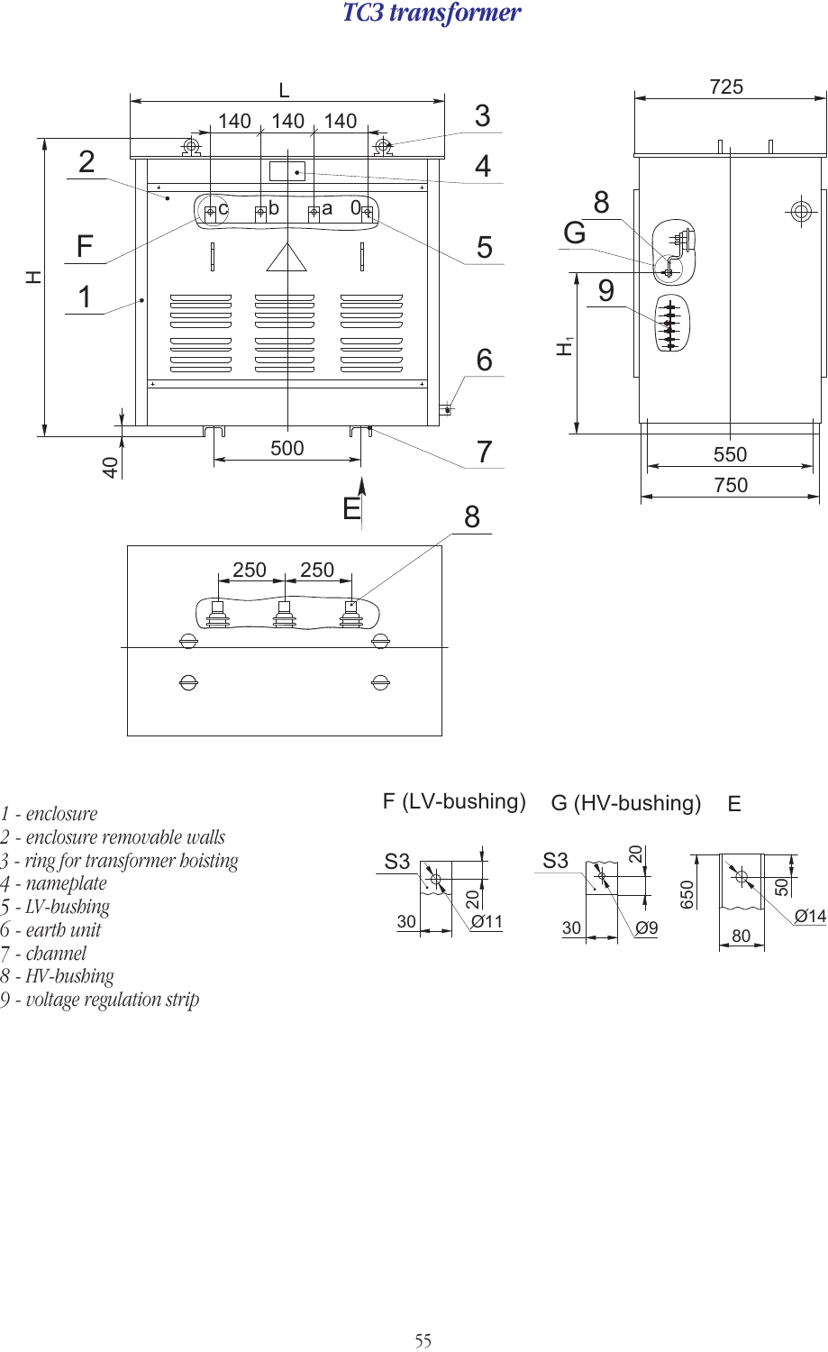# TC3 transformer

L

140 140 140

3

2

4

F

c b a 0

5

H

1

6

40

500

7

E

8

725

8

G

9

$H_1$

550

750

8

250 250

1 - enclosure
2 - enclosure removable walls
3 - ring for transformer hoisting
4 - nameplate
5 - LV-bushing
6 - earth unit
7 - channel
8 - HV-bushing
9 - voltage regulation strip

F (LV-bushing)

S3

30

20

Ø11

G (HV-bushing)

S3

30

20

Ø9

E

650

80

50

Ø14